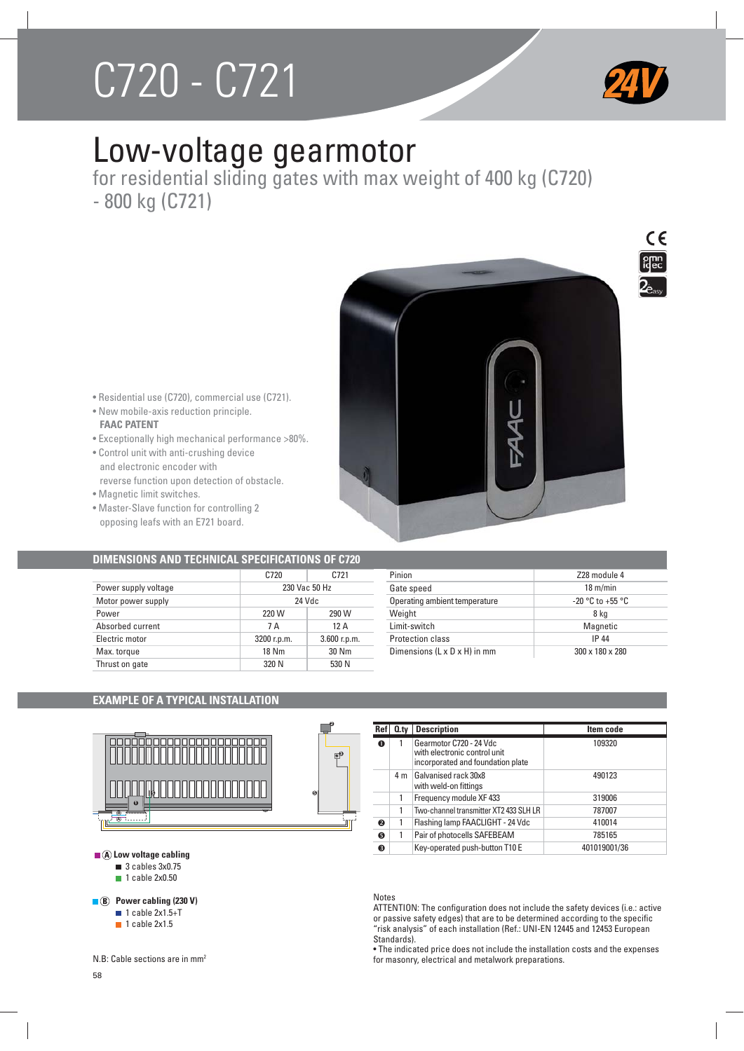# C720 - C721

24V

# Low-voltage gearmotor

## for residential sliding gates with max weight of 400 kg (C720) - 800 kg (C721)

- Residential use (C720), commercial use (C721).
- New mobile-axis reduction principle. **FAAC PATENT**
- Exceptionally high mechanical performance >80%.
- Control unit with anti-crushing device and electronic encoder with reverse function upon detection of obstacle.
- Magnetic limit switches.
- Master-Slave function for controlling 2 opposing leafs with an E721 board.

## DIMENSIONS AND TECHNICAL SPECIFICATIONS OF C720

| | C720 | C721 |
|---|---|---|
| Power supply voltage | 230 Vac 50 Hz | |
| Motor power supply | 24 Vdc | |
| Power | 220 W | 290 W |
| Absorbed current | 7 A | 12 A |
| Electric motor | 3200 r.p.m. | 3.600 r.p.m. |
| Max. torque | 18 Nm | 30 Nm |
| Thrust on gate | 320 N | 530 N |

| | |
|---|---|
| Pinion | Z28 module 4 |
| Gate speed | 18 m/min |
| Operating ambient temperature | -20 °C to +55 °C |
| Weight | 8 kg |
| Limit-switch | Magnetic |
| Protection class | IP 44 |
| Dimensions (L x D x H) in mm | 300 x 180 x 280 |

## EXAMPLE OF A TYPICAL INSTALLATION

| Ref | Q.ty | Description | Item code |
|---|---|---|---|
| ❶ | 1 | Gearmotor C720 - 24 Vdc with electronic control unit incorporated and foundation plate | 109320 |
| | 4 m | Galvanised rack 30x8 with weld-on fittings | 490123 |
| | 1 | Frequency module XF 433 | 319006 |
| | 1 | Two-channel transmitter XT2 433 SLH LR | 787007 |
| ❷ | 1 | Flashing lamp FAACLIGHT - 24 Vdc | 410014 |
| ❺ | 1 | Pair of photocells SAFEBEAM | 785165 |
| ❸ | | Key-operated push-button T10 E | 401019001/36 |

**Ⓐ Low voltage cabling**
- 3 cables 3x0.75
- 1 cable 2x0.50

**Ⓑ Power cabling (230 V)**
- 1 cable 2x1.5+T
- 1 cable 2x1.5

N.B: Cable sections are in mm²

Notes

ATTENTION: The configuration does not include the safety devices (i.e.: active or passive safety edges) that are to be determined according to the specific "risk analysis" of each installation (Ref.: UNI-EN 12445 and 12453 European Standards).

- The indicated price does not include the installation costs and the expenses for masonry, electrical and metalwork preparations.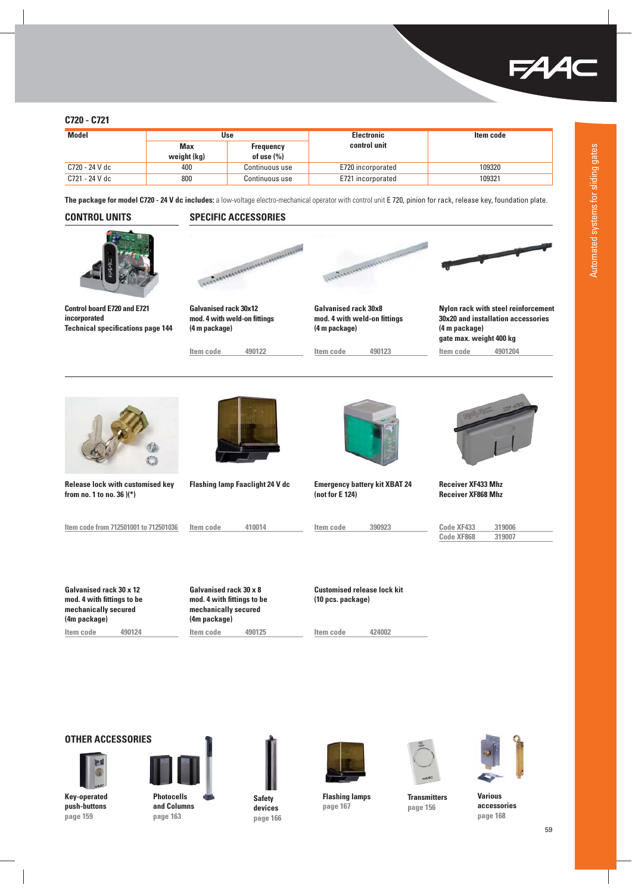## C720 - C721

| Model | Use | | Electronic control unit | Item code |
|---|---|---|---|---|
| | Max weight (kg) | Frequency of use (%) | | |
| C720 - 24 V dc | 400 | Continuous use | E720 incorporated | 109320 |
| C721 - 24 V dc | 800 | Continuous use | E721 incorporated | 109321 |

**The package for model C720 - 24 V dc includes:** a low-voltage electro-mechanical operator with control unit E 720, pinion for rack, release key, foundation plate.

### CONTROL UNITS

**Control board E720 and E721 incorporated**
**Technical specifications page 144**

### SPECIFIC ACCESSORIES

**Galvanised rack 30x12 mod. 4 with weld-on fittings (4 m package)**
Item code 490122

**Galvanised rack 30x8 mod. 4 with weld-on fittings (4 m package)**
Item code 490123

**Nylon rack with steel reinforcement 30x20 and installation accessories (4 m package) gate max. weight 400 kg**
Item code 4901204

**Release lock with customised key from no. 1 to no. 36 )(\*)**
Item code from 712501001 to 712501036

**Flashing lamp Faaclight 24 V dc**
Item code 410014

**Emergency battery kit XBAT 24 (not for E 124)**
Item code 390923

**Receiver XF433 Mhz**
**Receiver XF868 Mhz**
Code XF433 319006
Code XF868 319007

**Galvanised rack 30 x 12 mod. 4 with fittings to be mechanically secured (4m package)**
Item code 490124

**Galvanised rack 30 x 8 mod. 4 with fittings to be mechanically secured (4m package)**
Item code 490125

**Customised release lock kit (10 pcs. package)**
Item code 424002

### OTHER ACCESSORIES

**Key-operated push-buttons**
page 159

**Photocells and Columns**
page 163

**Safety devices**
page 166

**Flashing lamps**
page 167

**Transmitters**
page 156

**Various accessories**
page 168